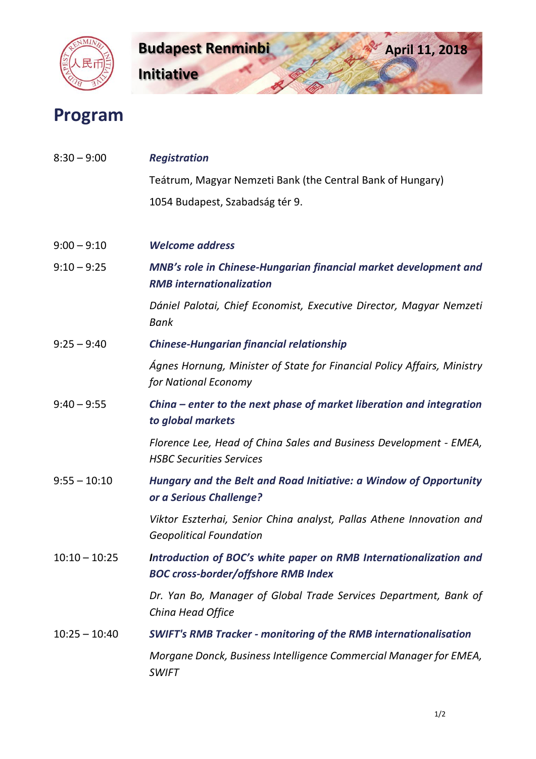# Budapest Renminbi Initiative

**April 11, 2018**

## Program

| | |
|---|---|
| 8:30 – 9:00 | ***Registration***<br>Teátrum, Magyar Nemzeti Bank (the Central Bank of Hungary)<br>1054 Budapest, Szabadság tér 9. |
| 9:00 – 9:10 | ***Welcome address*** |
| 9:10 – 9:25 | ***MNB's role in Chinese-Hungarian financial market development and RMB internationalization***<br>*Dániel Palotai, Chief Economist, Executive Director, Magyar Nemzeti Bank* |
| 9:25 – 9:40 | ***Chinese-Hungarian financial relationship***<br>*Ágnes Hornung, Minister of State for Financial Policy Affairs, Ministry for National Economy* |
| 9:40 – 9:55 | ***China – enter to the next phase of market liberation and integration to global markets***<br>*Florence Lee, Head of China Sales and Business Development - EMEA, HSBC Securities Services* |
| 9:55 – 10:10 | ***Hungary and the Belt and Road Initiative: a Window of Opportunity or a Serious Challenge?***<br>*Viktor Eszterhai, Senior China analyst, Pallas Athene Innovation and Geopolitical Foundation* |
| 10:10 – 10:25 | ***Introduction of BOC's white paper on RMB Internationalization and BOC cross-border/offshore RMB Index***<br>*Dr. Yan Bo, Manager of Global Trade Services Department, Bank of China Head Office* |
| 10:25 – 10:40 | ***SWIFT's RMB Tracker - monitoring of the RMB internationalisation***<br>*Morgane Donck, Business Intelligence Commercial Manager for EMEA, SWIFT* |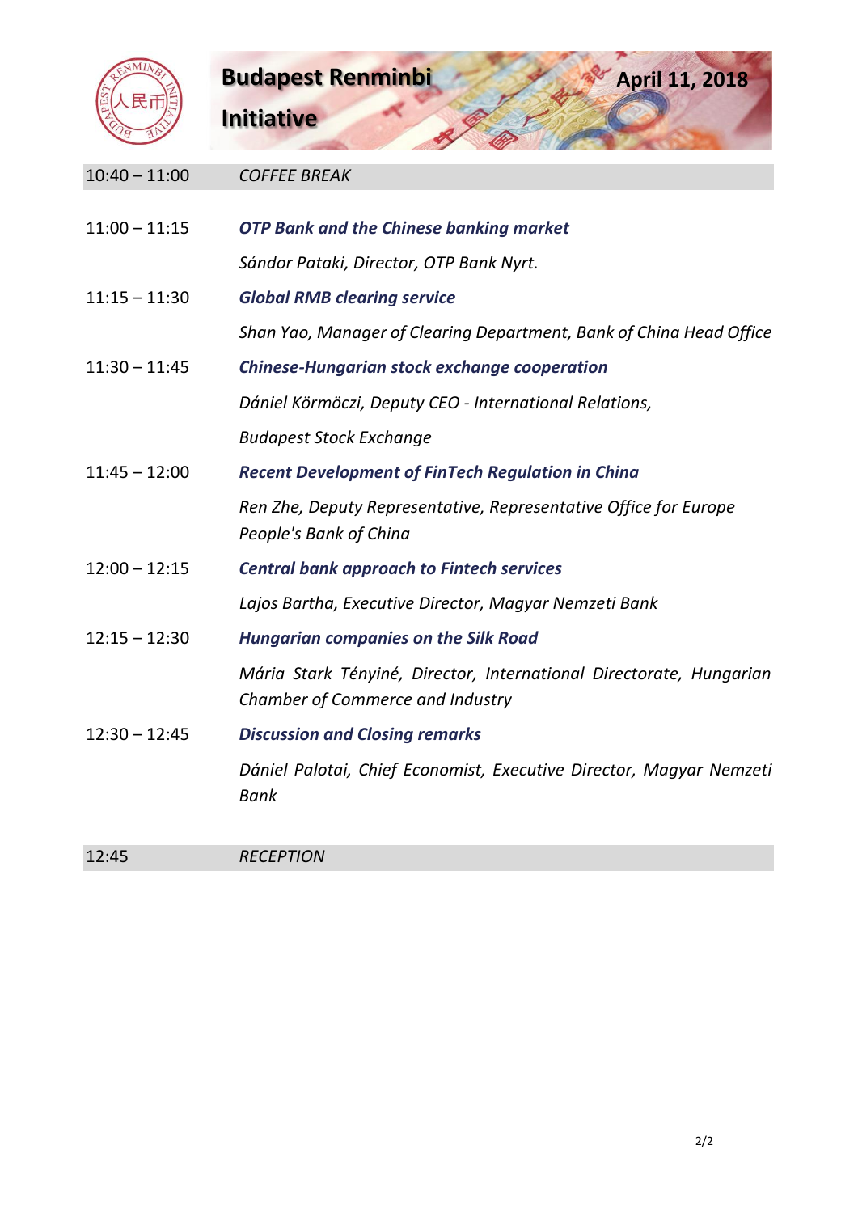# Budapest Renminbi Initiative

**April 11, 2018**

| | |
|---|---|
| 10:40 – 11:00 | *COFFEE BREAK* |
| 11:00 – 11:15 | ***OTP Bank and the Chinese banking market***<br>*Sándor Pataki, Director, OTP Bank Nyrt.* |
| 11:15 – 11:30 | ***Global RMB clearing service***<br>*Shan Yao, Manager of Clearing Department, Bank of China Head Office* |
| 11:30 – 11:45 | ***Chinese-Hungarian stock exchange cooperation***<br>*Dániel Körmöczi, Deputy CEO - International Relations, Budapest Stock Exchange* |
| 11:45 – 12:00 | ***Recent Development of FinTech Regulation in China***<br>*Ren Zhe, Deputy Representative, Representative Office for Europe People's Bank of China* |
| 12:00 – 12:15 | ***Central bank approach to Fintech services***<br>*Lajos Bartha, Executive Director, Magyar Nemzeti Bank* |
| 12:15 – 12:30 | ***Hungarian companies on the Silk Road***<br>*Mária Stark Tényiné, Director, International Directorate, Hungarian Chamber of Commerce and Industry* |
| 12:30 – 12:45 | ***Discussion and Closing remarks***<br>*Dániel Palotai, Chief Economist, Executive Director, Magyar Nemzeti Bank* |
| 12:45 | *RECEPTION* |